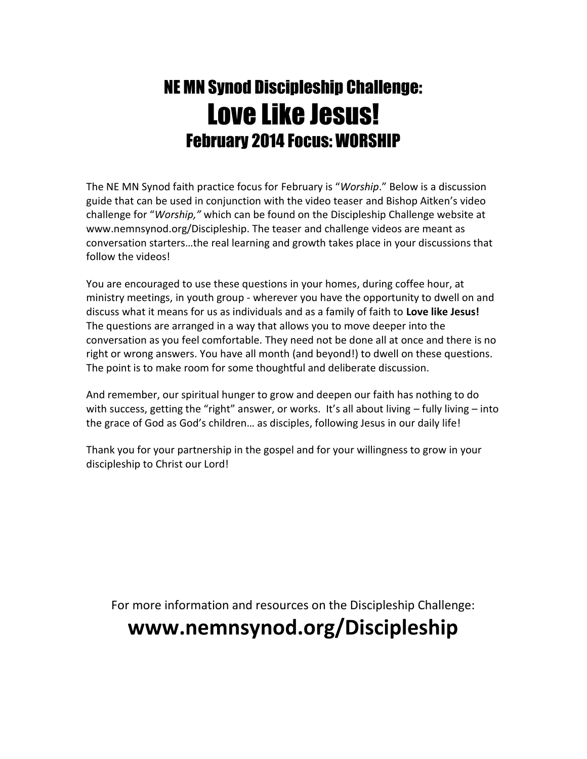# NE MN Synod Discipleship Challenge:
# Love Like Jesus!
## February 2014 Focus: WORSHIP

The NE MN Synod faith practice focus for February is "*Worship*." Below is a discussion guide that can be used in conjunction with the video teaser and Bishop Aitken's video challenge for "*Worship,"* which can be found on the Discipleship Challenge website at www.nemnsynod.org/Discipleship. The teaser and challenge videos are meant as conversation starters…the real learning and growth takes place in your discussions that follow the videos!

You are encouraged to use these questions in your homes, during coffee hour, at ministry meetings, in youth group - wherever you have the opportunity to dwell on and discuss what it means for us as individuals and as a family of faith to **Love like Jesus!** The questions are arranged in a way that allows you to move deeper into the conversation as you feel comfortable. They need not be done all at once and there is no right or wrong answers. You have all month (and beyond!) to dwell on these questions. The point is to make room for some thoughtful and deliberate discussion.

And remember, our spiritual hunger to grow and deepen our faith has nothing to do with success, getting the "right" answer, or works. It's all about living – fully living – into the grace of God as God's children… as disciples, following Jesus in our daily life!

Thank you for your partnership in the gospel and for your willingness to grow in your discipleship to Christ our Lord!

For more information and resources on the Discipleship Challenge:

**www.nemnsynod.org/Discipleship**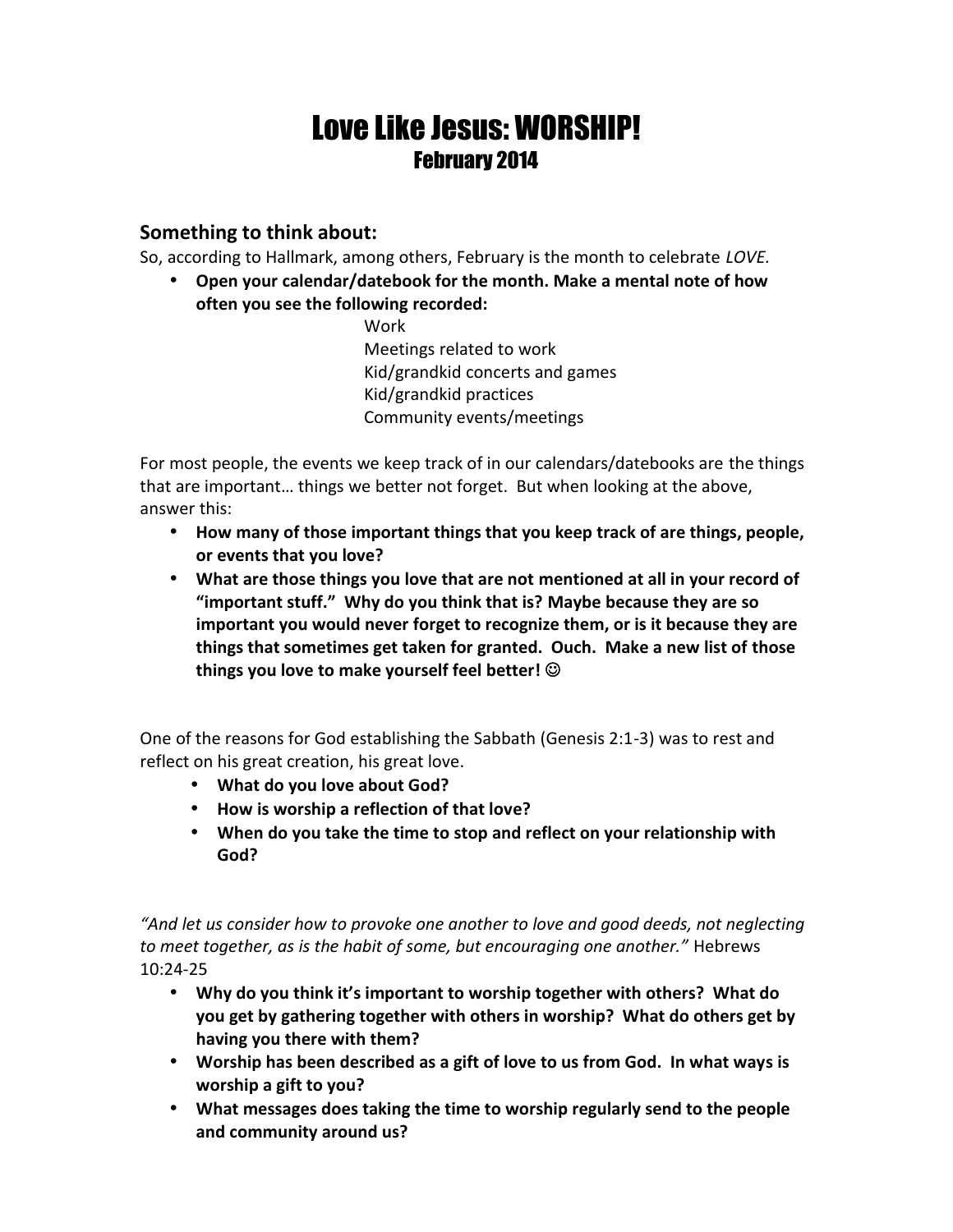# Love Like Jesus: WORSHIP!
## February 2014

### Something to think about:

So, according to Hallmark, among others, February is the month to celebrate *LOVE.*

- **Open your calendar/datebook for the month. Make a mental note of how often you see the following recorded:**

  Work
  Meetings related to work
  Kid/grandkid concerts and games
  Kid/grandkid practices
  Community events/meetings

For most people, the events we keep track of in our calendars/datebooks are the things that are important… things we better not forget. But when looking at the above, answer this:

- **How many of those important things that you keep track of are things, people, or events that you love?**
- **What are those things you love that are not mentioned at all in your record of "important stuff." Why do you think that is? Maybe because they are so important you would never forget to recognize them, or is it because they are things that sometimes get taken for granted. Ouch. Make a new list of those things you love to make yourself feel better! ☺**

One of the reasons for God establishing the Sabbath (Genesis 2:1-3) was to rest and reflect on his great creation, his great love.

- **What do you love about God?**
- **How is worship a reflection of that love?**
- **When do you take the time to stop and reflect on your relationship with God?**

*"And let us consider how to provoke one another to love and good deeds, not neglecting to meet together, as is the habit of some, but encouraging one another."* Hebrews 10:24-25

- **Why do you think it's important to worship together with others? What do you get by gathering together with others in worship? What do others get by having you there with them?**
- **Worship has been described as a gift of love to us from God. In what ways is worship a gift to you?**
- **What messages does taking the time to worship regularly send to the people and community around us?**